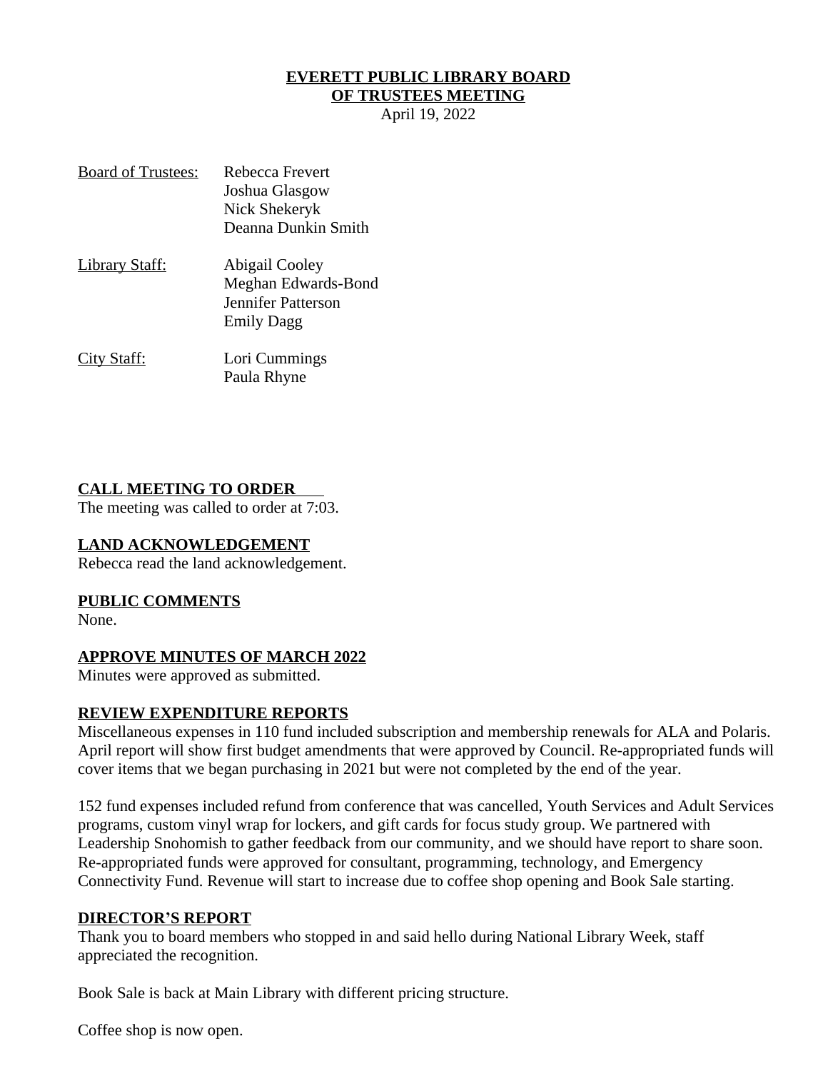# EVERETT PUBLIC LIBRARY BOARD OF TRUSTEES MEETING

April 19, 2022

| | |
|---|---|
| Board of Trustees: | Rebecca Frevert<br>Joshua Glasgow<br>Nick Shekeryk<br>Deanna Dunkin Smith |
| Library Staff: | Abigail Cooley<br>Meghan Edwards-Bond<br>Jennifer Patterson<br>Emily Dagg |
| City Staff: | Lori Cummings<br>Paula Rhyne |

## CALL MEETING TO ORDER

The meeting was called to order at 7:03.

## LAND ACKNOWLEDGEMENT

Rebecca read the land acknowledgement.

## PUBLIC COMMENTS

None.

## APPROVE MINUTES OF MARCH 2022

Minutes were approved as submitted.

## REVIEW EXPENDITURE REPORTS

Miscellaneous expenses in 110 fund included subscription and membership renewals for ALA and Polaris. April report will show first budget amendments that were approved by Council. Re-appropriated funds will cover items that we began purchasing in 2021 but were not completed by the end of the year.

152 fund expenses included refund from conference that was cancelled, Youth Services and Adult Services programs, custom vinyl wrap for lockers, and gift cards for focus study group. We partnered with Leadership Snohomish to gather feedback from our community, and we should have report to share soon. Re-appropriated funds were approved for consultant, programming, technology, and Emergency Connectivity Fund. Revenue will start to increase due to coffee shop opening and Book Sale starting.

## DIRECTOR'S REPORT

Thank you to board members who stopped in and said hello during National Library Week, staff appreciated the recognition.

Book Sale is back at Main Library with different pricing structure.

Coffee shop is now open.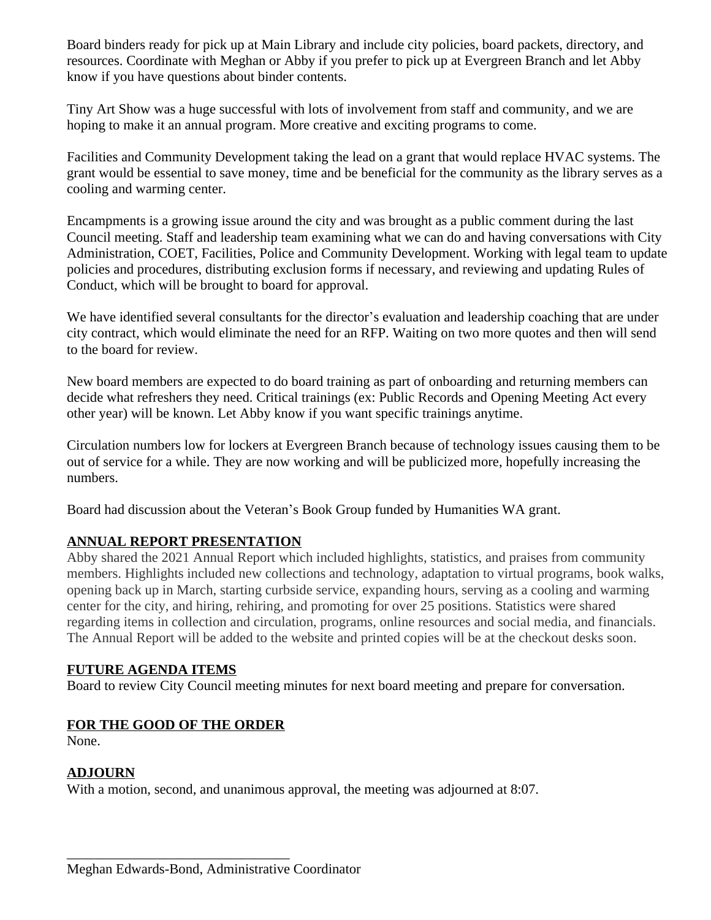Board binders ready for pick up at Main Library and include city policies, board packets, directory, and resources. Coordinate with Meghan or Abby if you prefer to pick up at Evergreen Branch and let Abby know if you have questions about binder contents.

Tiny Art Show was a huge successful with lots of involvement from staff and community, and we are hoping to make it an annual program. More creative and exciting programs to come.

Facilities and Community Development taking the lead on a grant that would replace HVAC systems. The grant would be essential to save money, time and be beneficial for the community as the library serves as a cooling and warming center.

Encampments is a growing issue around the city and was brought as a public comment during the last Council meeting. Staff and leadership team examining what we can do and having conversations with City Administration, COET, Facilities, Police and Community Development. Working with legal team to update policies and procedures, distributing exclusion forms if necessary, and reviewing and updating Rules of Conduct, which will be brought to board for approval.

We have identified several consultants for the director's evaluation and leadership coaching that are under city contract, which would eliminate the need for an RFP. Waiting on two more quotes and then will send to the board for review.

New board members are expected to do board training as part of onboarding and returning members can decide what refreshers they need. Critical trainings (ex: Public Records and Opening Meeting Act every other year) will be known. Let Abby know if you want specific trainings anytime.

Circulation numbers low for lockers at Evergreen Branch because of technology issues causing them to be out of service for a while. They are now working and will be publicized more, hopefully increasing the numbers.

Board had discussion about the Veteran's Book Group funded by Humanities WA grant.

## ANNUAL REPORT PRESENTATION

Abby shared the 2021 Annual Report which included highlights, statistics, and praises from community members. Highlights included new collections and technology, adaptation to virtual programs, book walks, opening back up in March, starting curbside service, expanding hours, serving as a cooling and warming center for the city, and hiring, rehiring, and promoting for over 25 positions. Statistics were shared regarding items in collection and circulation, programs, online resources and social media, and financials. The Annual Report will be added to the website and printed copies will be at the checkout desks soon.

## FUTURE AGENDA ITEMS

Board to review City Council meeting minutes for next board meeting and prepare for conversation.

## FOR THE GOOD OF THE ORDER

None.

## ADJOURN

With a motion, second, and unanimous approval, the meeting was adjourned at 8:07.

\_\_\_\_\_\_\_\_\_\_\_\_\_\_\_\_\_\_\_\_\_\_\_\_\_\_\_\_\_\_\_\_

Meghan Edwards-Bond, Administrative Coordinator